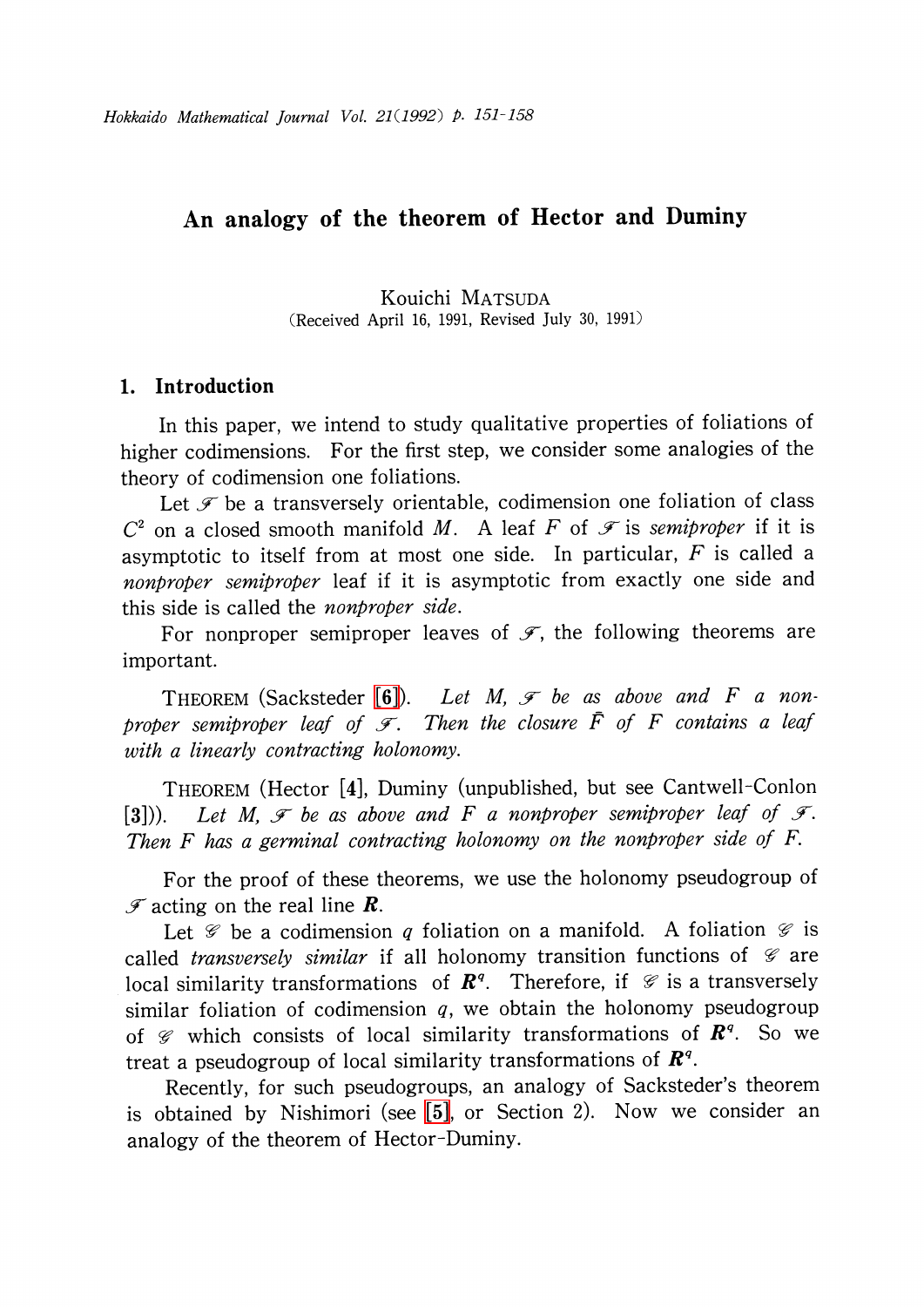# An analogy of the theorem of Hector and Duminy

Kouichi MATSUDA

(Received April 16, 1991, Revised July 30, 1991)

## 1. Introduction

In this paper, we intend to study qualitative properties of foliations of higher codimensions. For the first step, we consider some analogies of the theory of codimension one foliations.

Let $\mathscr{F}$ be a transversely orientable, codimension one foliation of class $C^2$ on a closed smooth manifold $M$. A leaf $F$ of $\mathscr{F}$ is *semiproper* if it is asymptotic to itself from at most one side. In particular, $F$ is called a *nonproper semiproper* leaf if it is asymptotic from exactly one side and this side is called the *nonproper side*.

For nonproper semiproper leaves of $\mathscr{F}$, the following theorems are important.

THEOREM (Sacksteder [6]). *Let $M$, $\mathscr{F}$ be as above and $F$ a nonproper semiproper leaf of $\mathscr{F}$. Then the closure $\bar{F}$ of $F$ contains a leaf with a linearly contracting holonomy.*

THEOREM (Hector [4], Duminy (unpublished, but see Cantwell-Conlon [3])). *Let $M$, $\mathscr{F}$ be as above and $F$ a nonproper semiproper leaf of $\mathscr{F}$. Then $F$ has a germinal contracting holonomy on the nonproper side of $F$.*

For the proof of these theorems, we use the holonomy pseudogroup of $\mathscr{F}$ acting on the real line $\boldsymbol{R}$.

Let $\mathscr{G}$ be a codimension $q$ foliation on a manifold. A foliation $\mathscr{G}$ is called *transversely similar* if all holonomy transition functions of $\mathscr{G}$ are local similarity transformations of $\boldsymbol{R}^q$. Therefore, if $\mathscr{G}$ is a transversely similar foliation of codimension $q$, we obtain the holonomy pseudogroup of $\mathscr{G}$ which consists of local similarity transformations of $\boldsymbol{R}^q$. So we treat a pseudogroup of local similarity transformations of $\boldsymbol{R}^q$.

Recently, for such pseudogroups, an analogy of Sacksteder's theorem is obtained by Nishimori (see [5], or Section 2). Now we consider an analogy of the theorem of Hector-Duminy.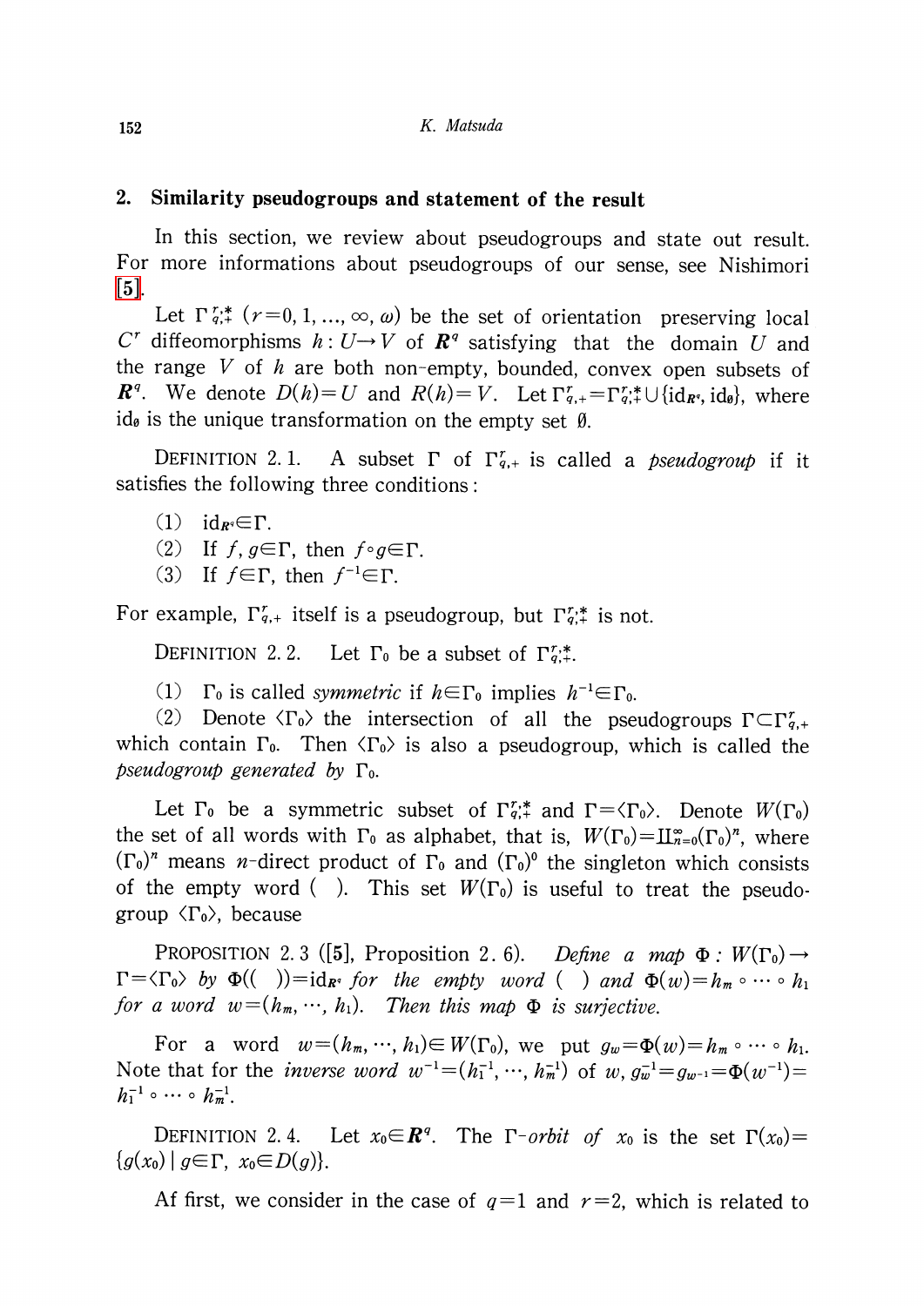## 2. Similarity pseudogroups and statement of the result

In this section, we review about pseudogroups and state out result. For more informations about pseudogroups of our sense, see Nishimori [5].

Let $\Gamma^{r;*}_{q;+}$ $(r=0, 1, \ldots, \infty, \omega)$ be the set of orientation preserving local $C^r$ diffeomorphisms $h: U \to V$ of $\boldsymbol{R}^q$ satisfying that the domain $U$ and the range $V$ of $h$ are both non-empty, bounded, convex open subsets of $\boldsymbol{R}^q$. We denote $D(h)=U$ and $R(h)=V$. Let $\Gamma^r_{q,+}=\Gamma^{r;*}_{q;+} \cup \{\mathrm{id}_{\boldsymbol{R}^q}, \mathrm{id}_\emptyset\}$, where $\mathrm{id}_\emptyset$ is the unique transformation on the empty set $\emptyset$.

DEFINITION 2.1. A subset $\Gamma$ of $\Gamma^r_{q,+}$ is called a *pseudogroup* if it satisfies the following three conditions:

(1) $\mathrm{id}_{\boldsymbol{R}^q} \in \Gamma$.

(2) If $f, g \in \Gamma$, then $f \circ g \in \Gamma$.

(3) If $f \in \Gamma$, then $f^{-1} \in \Gamma$.

For example, $\Gamma^r_{q,+}$ itself is a pseudogroup, but $\Gamma^{r;*}_{q;+}$ is not.

DEFINITION 2.2. Let $\Gamma_0$ be a subset of $\Gamma^{r;*}_{q;+}$.

(1) $\Gamma_0$ is called *symmetric* if $h \in \Gamma_0$ implies $h^{-1} \in \Gamma_0$.

(2) Denote $\langle \Gamma_0 \rangle$ the intersection of all the pseudogroups $\Gamma \subset \Gamma^r_{q,+}$ which contain $\Gamma_0$. Then $\langle \Gamma_0 \rangle$ is also a pseudogroup, which is called the *pseudogroup generated by* $\Gamma_0$.

Let $\Gamma_0$ be a symmetric subset of $\Gamma^{r;*}_{q;+}$ and $\Gamma=\langle \Gamma_0 \rangle$. Denote $W(\Gamma_0)$ the set of all words with $\Gamma_0$ as alphabet, that is, $W(\Gamma_0)=\amalg_{n=0}^{\infty}(\Gamma_0)^n$, where $(\Gamma_0)^n$ means $n$-direct product of $\Gamma_0$ and $(\Gamma_0)^0$ the singleton which consists of the empty word ( ). This set $W(\Gamma_0)$ is useful to treat the pseudogroup $\langle \Gamma_0 \rangle$, because

PROPOSITION 2.3 ([5], Proposition 2.6). *Define a map* $\Phi: W(\Gamma_0) \to \Gamma=\langle \Gamma_0 \rangle$ *by* $\Phi(( \,))=\mathrm{id}_{\boldsymbol{R}^q}$ *for the empty word* ( ) *and* $\Phi(w)=h_m \circ \cdots \circ h_1$ *for a word* $w=(h_m, \cdots, h_1)$. *Then this map* $\Phi$ *is surjective.*

For a word $w=(h_m, \cdots, h_1) \in W(\Gamma_0)$, we put $g_w=\Phi(w)=h_m \circ \cdots \circ h_1$. Note that for the *inverse word* $w^{-1}=(h_1^{-1}, \cdots, h_m^{-1})$ of $w$, $g_w^{-1}=g_{w^{-1}}=\Phi(w^{-1})=h_1^{-1} \circ \cdots \circ h_m^{-1}$.

DEFINITION 2.4. Let $x_0 \in \boldsymbol{R}^q$. The $\Gamma$-*orbit of* $x_0$ is the set $\Gamma(x_0)=\{g(x_0) \mid g \in \Gamma,\ x_0 \in D(g)\}$.

Af first, we consider in the case of $q=1$ and $r=2$, which is related to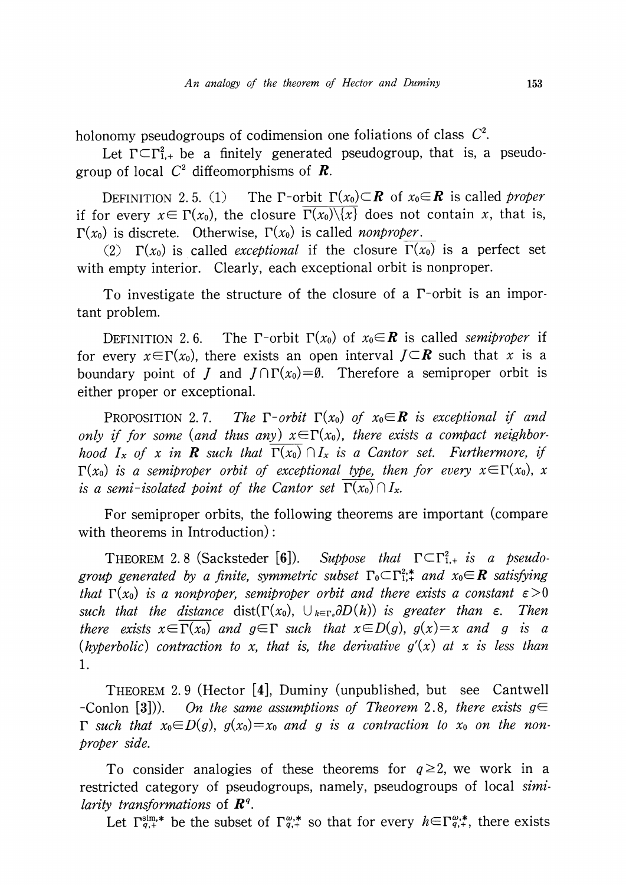holonomy pseudogroups of codimension one foliations of class $C^2$.

Let $\Gamma \subset \Gamma_{1,+}^2$ be a finitely generated pseudogroup, that is, a pseudogroup of local $C^2$ diffeomorphisms of $\boldsymbol{R}$.

DEFINITION 2.5. (1) The $\Gamma$-orbit $\Gamma(x_0) \subset \boldsymbol{R}$ of $x_0 \in \boldsymbol{R}$ is called *proper* if for every $x \in \Gamma(x_0)$, the closure $\overline{\Gamma(x_0) \backslash \{x\}}$ does not contain $x$, that is, $\Gamma(x_0)$ is discrete. Otherwise, $\Gamma(x_0)$ is called *nonproper*.

(2) $\Gamma(x_0)$ is called *exceptional* if the closure $\overline{\Gamma(x_0)}$ is a perfect set with empty interior. Clearly, each exceptional orbit is nonproper.

To investigate the structure of the closure of a $\Gamma$-orbit is an important problem.

DEFINITION 2.6. The $\Gamma$-orbit $\Gamma(x_0)$ of $x_0 \in \boldsymbol{R}$ is called *semiproper* if for every $x \in \Gamma(x_0)$, there exists an open interval $J \subset \boldsymbol{R}$ such that $x$ is a boundary point of $J$ and $J \cap \Gamma(x_0) = \emptyset$. Therefore a semiproper orbit is either proper or exceptional.

PROPOSITION 2.7. *The $\Gamma$-orbit $\Gamma(x_0)$ of $x_0 \in \boldsymbol{R}$ is exceptional if and only if for some (and thus any) $x \in \Gamma(x_0)$, there exists a compact neighborhood $I_x$ of $x$ in $\boldsymbol{R}$ such that $\overline{\Gamma(x_0)} \cap I_x$ is a Cantor set. Furthermore, if $\Gamma(x_0)$ is a semiproper orbit of exceptional type, then for every $x \in \Gamma(x_0)$, $x$ is a semi-isolated point of the Cantor set $\overline{\Gamma(x_0)} \cap I_x$.*

For semiproper orbits, the following theorems are important (compare with theorems in Introduction):

THEOREM 2.8 (Sacksteder [6]). *Suppose that $\Gamma \subset \Gamma_{1,+}^2$ is a pseudogroup generated by a finite, symmetric subset $\Gamma_0 \subset \Gamma_{1,+}^{2;*}$ and $x_0 \in \boldsymbol{R}$ satisfying that $\Gamma(x_0)$ is a nonproper, semiproper orbit and there exists a constant $\varepsilon > 0$ such that the distance $\mathrm{dist}(\Gamma(x_0), \cup_{h \in \Gamma_0} \partial D(h))$ is greater than $\varepsilon$. Then there exists $x \in \overline{\Gamma(x_0)}$ and $g \in \Gamma$ such that $x \in D(g)$, $g(x) = x$ and $g$ is a (hyperbolic) contraction to $x$, that is, the derivative $g'(x)$ at $x$ is less than 1.*

THEOREM 2.9 (Hector [4], Duminy (unpublished, but see Cantwell-Conlon [3])). *On the same assumptions of Theorem 2.8, there exists $g \in \Gamma$ such that $x_0 \in D(g)$, $g(x_0) = x_0$ and $g$ is a contraction to $x_0$ on the non-proper side.*

To consider analogies of these theorems for $q \geq 2$, we work in a restricted category of pseudogroups, namely, pseudogroups of local *similarity transformations* of $\boldsymbol{R}^q$.

Let $\Gamma_{q,+}^{\mathrm{sim};*}$ be the subset of $\Gamma_{q,+}^{\omega;*}$ so that for every $h \in \Gamma_{q,+}^{\omega;*}$, there exists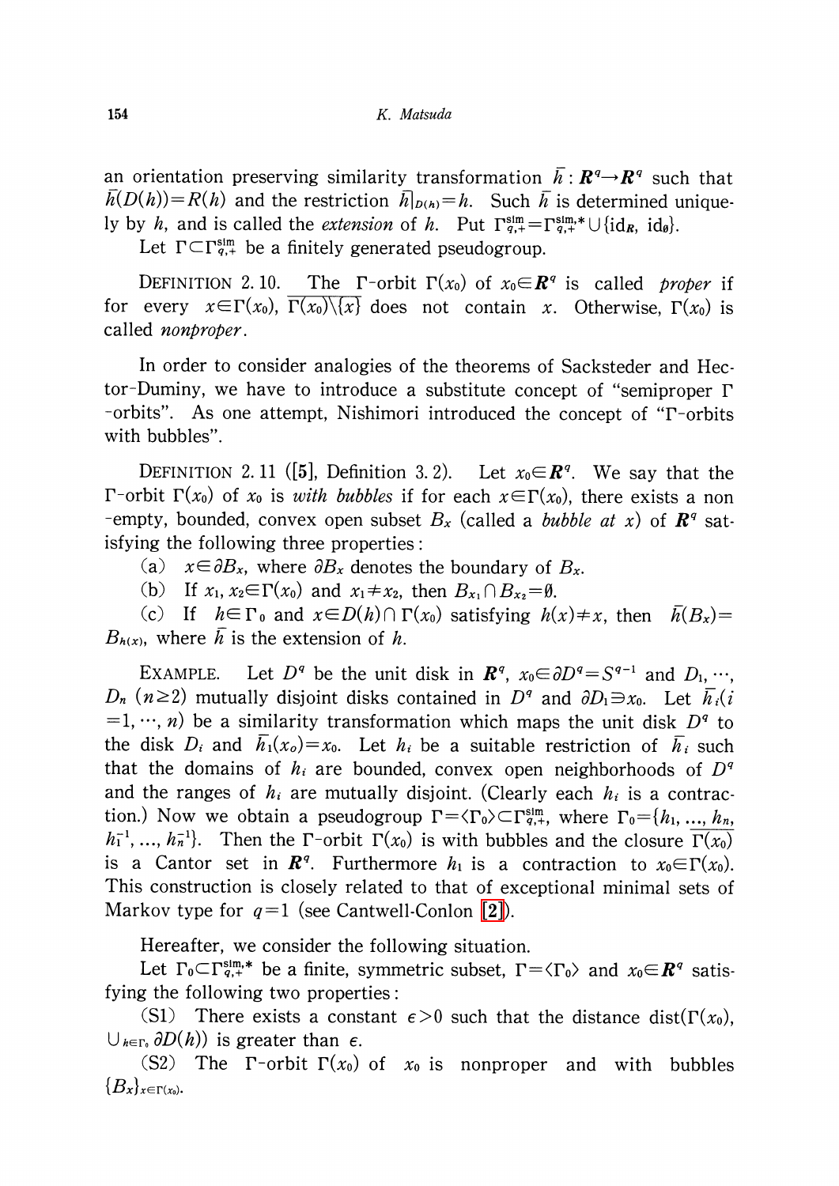an orientation preserving similarity transformation $\bar{h}: \boldsymbol{R}^q \to \boldsymbol{R}^q$ such that $\bar{h}(D(h)) = R(h)$ and the restriction $\bar{h}|_{D(h)} = h$. Such $\bar{h}$ is determined uniquely by $h$, and is called the *extension* of $h$. Put $\Gamma_{q,+}^{\mathrm{sim}} = \Gamma_{q,+}^{\mathrm{sim},*} \cup \{\mathrm{id}_{\boldsymbol{R}}, \mathrm{id}_{\emptyset}\}$.

Let $\Gamma \subset \Gamma_{q,+}^{\mathrm{sim}}$ be a finitely generated pseudogroup.

DEFINITION 2.10. The $\Gamma$-orbit $\Gamma(x_0)$ of $x_0 \in \boldsymbol{R}^q$ is called *proper* if for every $x \in \Gamma(x_0)$, $\overline{\Gamma(x_0)} \backslash \{x\}$ does not contain $x$. Otherwise, $\Gamma(x_0)$ is called *nonproper*.

In order to consider analogies of the theorems of Sacksteder and Hector-Duminy, we have to introduce a substitute concept of "semiproper $\Gamma$-orbits". As one attempt, Nishimori introduced the concept of "$\Gamma$-orbits with bubbles".

DEFINITION 2.11 ([5], Definition 3.2). Let $x_0 \in \boldsymbol{R}^q$. We say that the $\Gamma$-orbit $\Gamma(x_0)$ of $x_0$ is *with bubbles* if for each $x \in \Gamma(x_0)$, there exists a non-empty, bounded, convex open subset $B_x$ (called a *bubble at* $x$) of $\boldsymbol{R}^q$ satisfying the following three properties:

(a) $x \in \partial B_x$, where $\partial B_x$ denotes the boundary of $B_x$.

(b) If $x_1, x_2 \in \Gamma(x_0)$ and $x_1 \neq x_2$, then $B_{x_1} \cap B_{x_2} = \emptyset$.

(c) If $h \in \Gamma_0$ and $x \in D(h) \cap \Gamma(x_0)$ satisfying $h(x) \neq x$, then $\bar{h}(B_x) = B_{h(x)}$, where $\bar{h}$ is the extension of $h$.

EXAMPLE. Let $D^q$ be the unit disk in $\boldsymbol{R}^q$, $x_0 \in \partial D^q = S^{q-1}$ and $D_1, \cdots, D_n$ $(n \geq 2)$ mutually disjoint disks contained in $D^q$ and $\partial D_1 \ni x_0$. Let $\bar{h}_i (i = 1, \cdots, n)$ be a similarity transformation which maps the unit disk $D^q$ to the disk $D_i$ and $\bar{h}_1(x_0) = x_0$. Let $h_i$ be a suitable restriction of $\bar{h}_i$ such that the domains of $h_i$ are bounded, convex open neighborhoods of $D^q$ and the ranges of $h_i$ are mutually disjoint. (Clearly each $h_i$ is a contraction.) Now we obtain a pseudogroup $\Gamma = \langle \Gamma_0 \rangle \subset \Gamma_{q,+}^{\mathrm{sim}}$, where $\Gamma_0 = \{h_1, \ldots, h_n, h_1^{-1}, \ldots, h_n^{-1}\}$. Then the $\Gamma$-orbit $\Gamma(x_0)$ is with bubbles and the closure $\overline{\Gamma(x_0)}$ is a Cantor set in $\boldsymbol{R}^q$. Furthermore $h_1$ is a contraction to $x_0 \in \Gamma(x_0)$. This construction is closely related to that of exceptional minimal sets of Markov type for $q=1$ (see Cantwell-Conlon [2]).

Hereafter, we consider the following situation.

Let $\Gamma_0 \subset \Gamma_{q,+}^{\mathrm{sim},*}$ be a finite, symmetric subset, $\Gamma = \langle \Gamma_0 \rangle$ and $x_0 \in \boldsymbol{R}^q$ satisfying the following two properties:

(S1) There exists a constant $\epsilon > 0$ such that the distance $\mathrm{dist}(\Gamma(x_0), \bigcup_{h \in \Gamma_0} \partial D(h))$ is greater than $\epsilon$.

(S2) The $\Gamma$-orbit $\Gamma(x_0)$ of $x_0$ is nonproper and with bubbles $\{B_x\}_{x \in \Gamma(x_0)}$.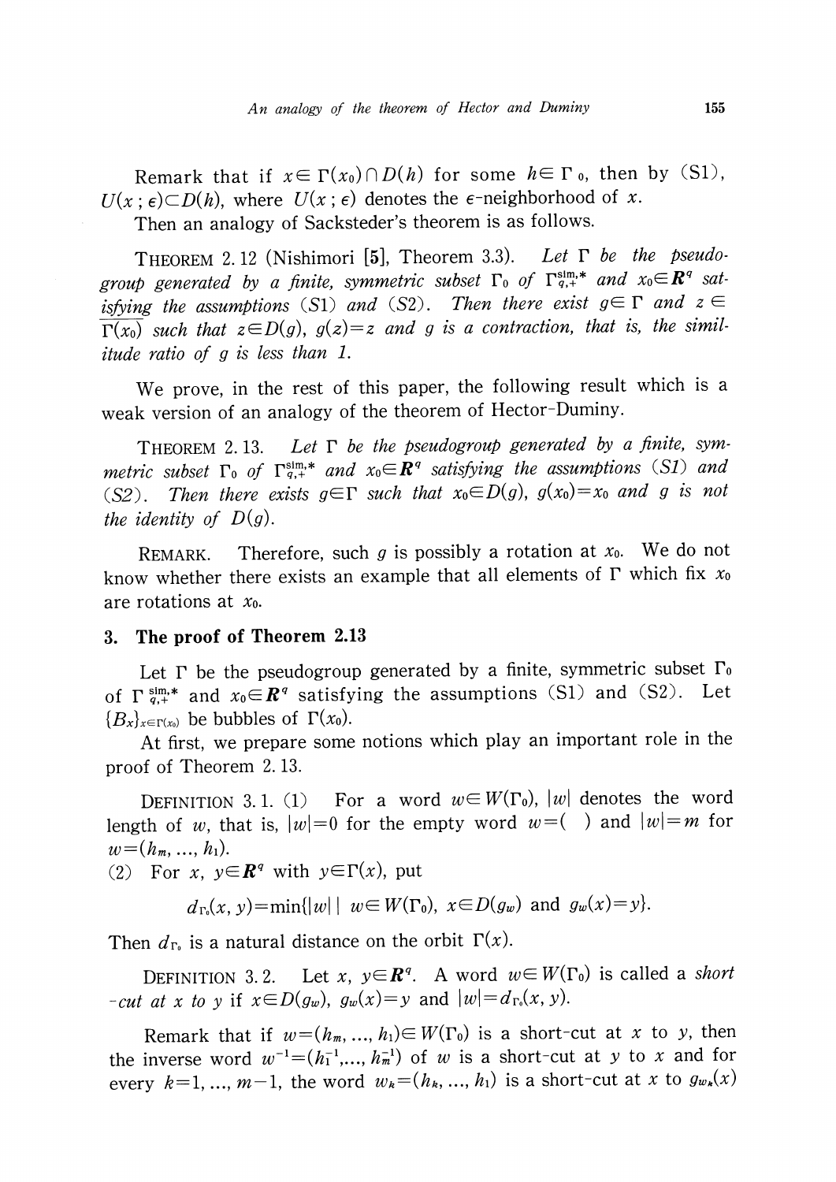Remark that if $x \in \Gamma(x_0) \cap D(h)$ for some $h \in \Gamma_0$, then by (S1), $U(x; \epsilon) \subset D(h)$, where $U(x; \epsilon)$ denotes the $\epsilon$-neighborhood of $x$.

Then an analogy of Sacksteder's theorem is as follows.

THEOREM 2.12 (Nishimori [5], Theorem 3.3). *Let $\Gamma$ be the pseudogroup generated by a finite, symmetric subset $\Gamma_0$ of $\Gamma_{q,+}^{\mathrm{sim},*}$ and $x_0 \in \boldsymbol{R}^q$ satisfying the assumptions (S1) and (S2). Then there exist $g \in \Gamma$ and $z \in \overline{\Gamma(x_0)}$ such that $z \in D(g)$, $g(z) = z$ and $g$ is a contraction, that is, the similitude ratio of $g$ is less than 1.*

We prove, in the rest of this paper, the following result which is a weak version of an analogy of the theorem of Hector-Duminy.

THEOREM 2.13. *Let $\Gamma$ be the pseudogroup generated by a finite, symmetric subset $\Gamma_0$ of $\Gamma_{q,+}^{\mathrm{sim},*}$ and $x_0 \in \boldsymbol{R}^q$ satisfying the assumptions (S1) and (S2). Then there exists $g \in \Gamma$ such that $x_0 \in D(g)$, $g(x_0) = x_0$ and $g$ is not the identity of $D(g)$.*

REMARK. Therefore, such $g$ is possibly a rotation at $x_0$. We do not know whether there exists an example that all elements of $\Gamma$ which fix $x_0$ are rotations at $x_0$.

## 3. The proof of Theorem 2.13

Let $\Gamma$ be the pseudogroup generated by a finite, symmetric subset $\Gamma_0$ of $\Gamma_{q,+}^{\mathrm{sim},*}$ and $x_0 \in \boldsymbol{R}^q$ satisfying the assumptions (S1) and (S2). Let $\{B_x\}_{x \in \Gamma(x_0)}$ be bubbles of $\Gamma(x_0)$.

At first, we prepare some notions which play an important role in the proof of Theorem 2.13.

DEFINITION 3.1. (1) For a word $w \in W(\Gamma_0)$, $|w|$ denotes the word length of $w$, that is, $|w| = 0$ for the empty word $w = (\ )$ and $|w| = m$ for $w = (h_m, \ldots, h_1)$.

(2) For $x, y \in \boldsymbol{R}^q$ with $y \in \Gamma(x)$, put

$$d_{\Gamma_0}(x, y) = \min\{|w| \mid w \in W(\Gamma_0),\ x \in D(g_w) \text{ and } g_w(x) = y\}.$$

Then $d_{\Gamma_0}$ is a natural distance on the orbit $\Gamma(x)$.

DEFINITION 3.2. Let $x, y \in \boldsymbol{R}^q$. A word $w \in W(\Gamma_0)$ is called a *short-cut at $x$ to $y$* if $x \in D(g_w)$, $g_w(x) = y$ and $|w| = d_{\Gamma_0}(x, y)$.

Remark that if $w = (h_m, \ldots, h_1) \in W(\Gamma_0)$ is a short-cut at $x$ to $y$, then the inverse word $w^{-1} = (h_1^{-1}, \ldots, h_m^{-1})$ of $w$ is a short-cut at $y$ to $x$ and for every $k = 1, \ldots, m-1$, the word $w_k = (h_k, \ldots, h_1)$ is a short-cut at $x$ to $g_{w_k}(x)$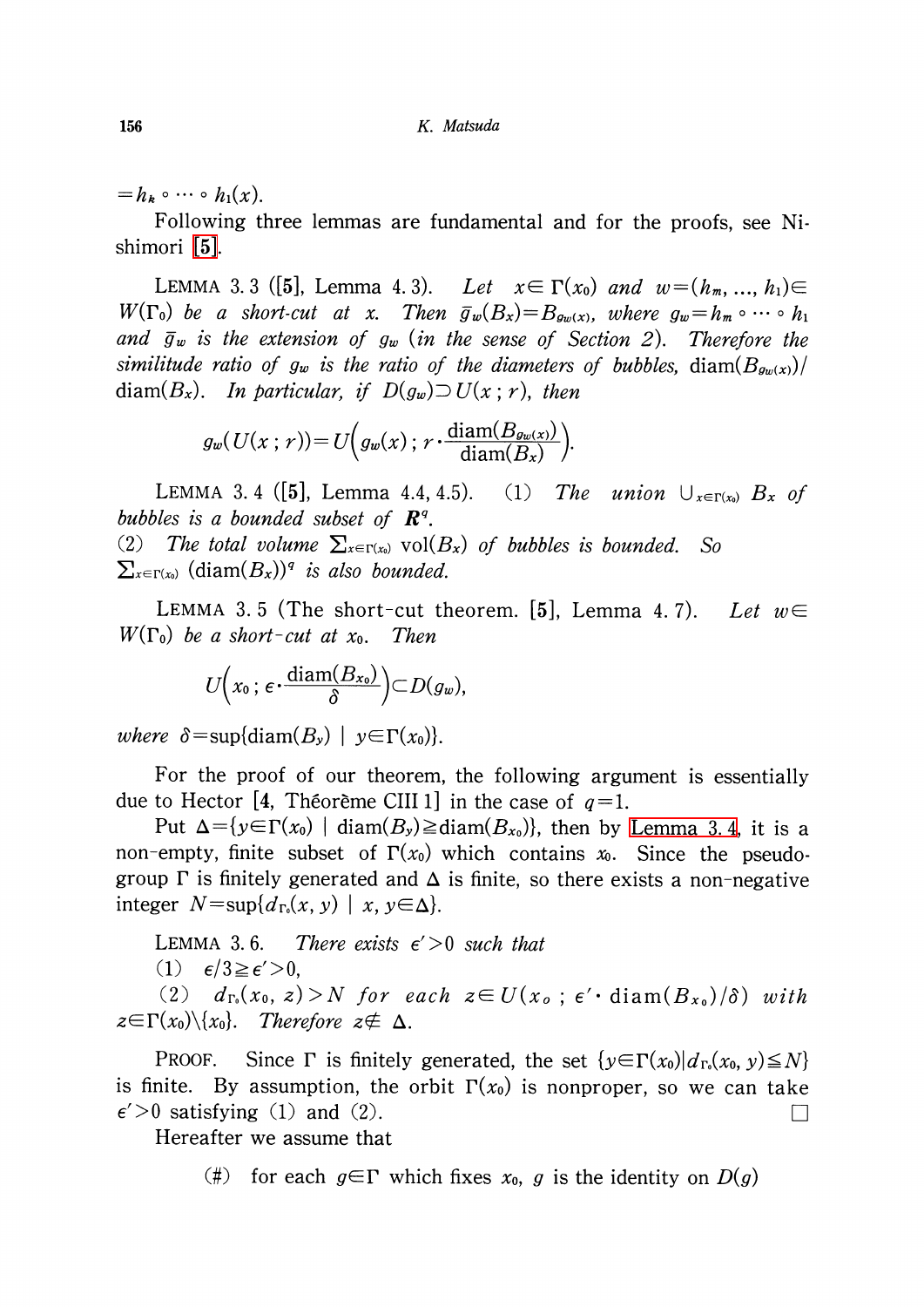$=h_k \circ \cdots \circ h_1(x)$.

Following three lemmas are fundamental and for the proofs, see Nishimori [5].

LEMMA 3.3 ([5], Lemma 4.3). *Let $x \in \Gamma(x_0)$ and $w=(h_m, \ldots, h_1) \in W(\Gamma_0)$ be a short-cut at $x$. Then $\bar{g}_w(B_x)=B_{g_w(x)}$, where $g_w=h_m \circ \cdots \circ h_1$ and $\bar{g}_w$ is the extension of $g_w$ (in the sense of Section 2). Therefore the similitude ratio of $g_w$ is the ratio of the diameters of bubbles,* $\mathrm{diam}(B_{g_w(x)})/\mathrm{diam}(B_x)$. *In particular, if $D(g_w) \supset U(x\,; r)$, then*

$$g_w(U(x\,; r))=U\left(g_w(x)\,; r \cdot \frac{\mathrm{diam}(B_{g_w(x)})}{\mathrm{diam}(B_x)}\right).$$

LEMMA 3.4 ([5], Lemma 4.4, 4.5). (1) *The union $\cup_{x \in \Gamma(x_0)} B_x$ of bubbles is a bounded subset of $\boldsymbol{R}^q$.*
(2) *The total volume* $\sum_{x \in \Gamma(x_0)} \mathrm{vol}(B_x)$ *of bubbles is bounded. So* $\sum_{x \in \Gamma(x_0)} (\mathrm{diam}(B_x))^q$ *is also bounded.*

LEMMA 3.5 (The short-cut theorem. [5], Lemma 4.7). *Let $w \in W(\Gamma_0)$ be a short-cut at $x_0$. Then*

$$U\left(x_0\,; \epsilon \cdot \frac{\mathrm{diam}(B_{x_0})}{\delta}\right) \subset D(g_w),$$

*where* $\delta=\sup\{\mathrm{diam}(B_y) \mid y \in \Gamma(x_0)\}$.

For the proof of our theorem, the following argument is essentially due to Hector [4, Théorème CIII 1] in the case of $q=1$.

Put $\Delta=\{y \in \Gamma(x_0) \mid \mathrm{diam}(B_y) \geqq \mathrm{diam}(B_{x_0})\}$, then by Lemma 3.4, it is a non-empty, finite subset of $\Gamma(x_0)$ which contains $x_0$. Since the pseudogroup $\Gamma$ is finitely generated and $\Delta$ is finite, so there exists a non-negative integer $N=\sup\{d_{\Gamma_0}(x, y) \mid x, y \in \Delta\}$.

LEMMA 3.6. *There exists $\epsilon'>0$ such that*
(1) $\epsilon/3 \geqq \epsilon'>0$,
(2) *$d_{\Gamma_0}(x_0, z)>N$ for each $z \in U(x_0\,; \epsilon' \cdot \mathrm{diam}(B_{x_0})/\delta)$ with $z \in \Gamma(x_0) \backslash \{x_0\}$. Therefore $z \notin \Delta$.*

PROOF. Since $\Gamma$ is finitely generated, the set $\{y \in \Gamma(x_0) | d_{\Gamma_0}(x_0, y) \leqq N\}$ is finite. By assumption, the orbit $\Gamma(x_0)$ is nonproper, so we can take $\epsilon'>0$ satisfying (1) and (2). □

Hereafter we assume that

(#) for each $g \in \Gamma$ which fixes $x_0$, $g$ is the identity on $D(g)$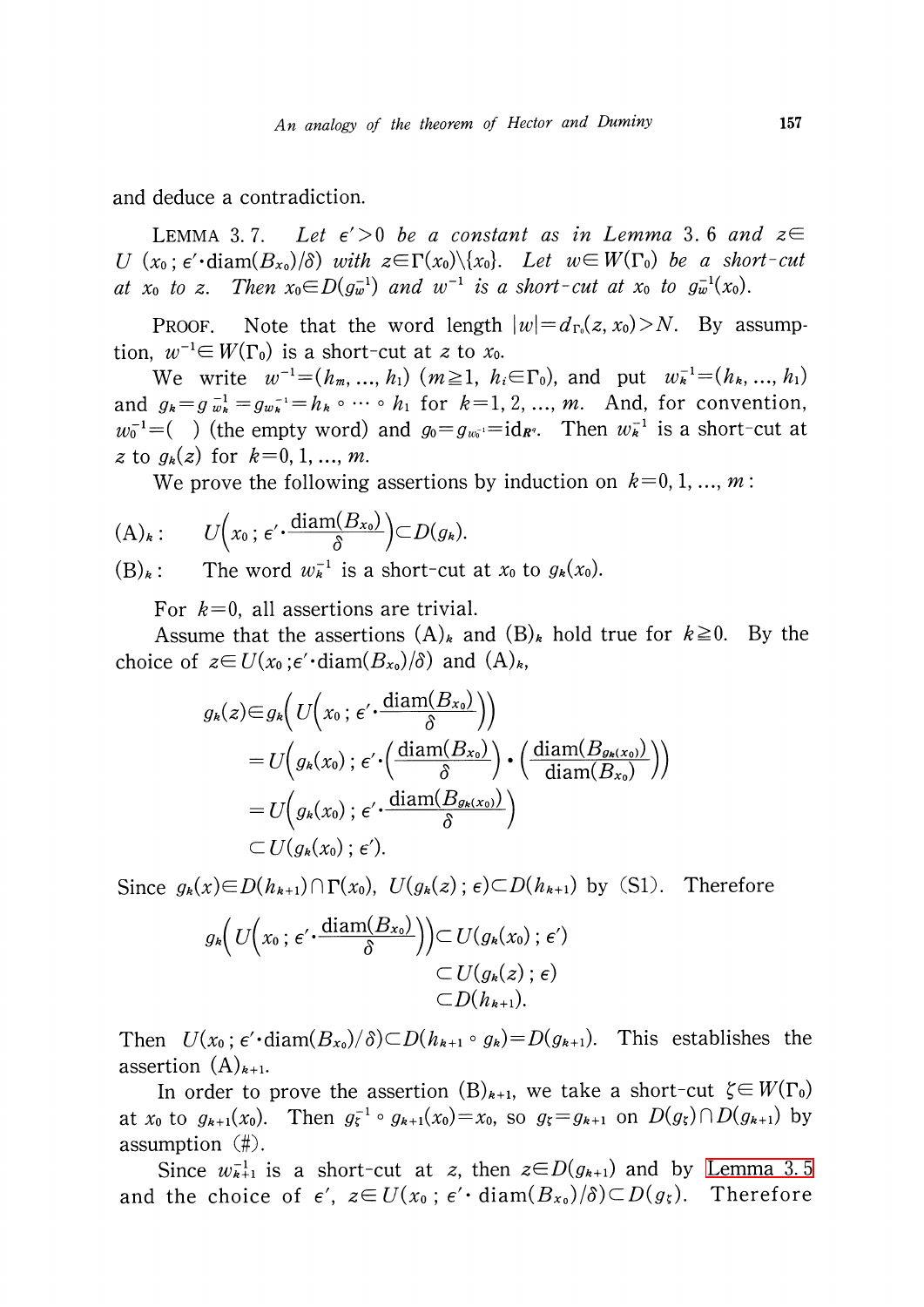and deduce a contradiction.

LEMMA 3.7. *Let $\epsilon'>0$ be a constant as in Lemma 3.6 and $z\in U(x_0;\epsilon'\cdot\mathrm{diam}(B_{x_0})/\delta)$ with $z\in\Gamma(x_0)\backslash\{x_0\}$. Let $w\in W(\Gamma_0)$ be a short-cut at $x_0$ to $z$. Then $x_0\in D(g_w^{-1})$ and $w^{-1}$ is a short-cut at $x_0$ to $g_w^{-1}(x_0)$.*

PROOF. Note that the word length $|w|=d_{\Gamma_0}(z,x_0)>N$. By assumption, $w^{-1}\in W(\Gamma_0)$ is a short-cut at $z$ to $x_0$.

We write $w^{-1}=(h_m,\ldots,h_1)$ ($m\geqq 1$, $h_i\in\Gamma_0$), and put $w_k^{-1}=(h_k,\ldots,h_1)$ and $g_k=g_{w_k^{-1}}=g_{w_k^{-1}}=h_k\circ\cdots\circ h_1$ for $k=1,2,\ldots,m$. And, for convention, $w_0^{-1}=(\ )$ (the empty word) and $g_0=g_{w_0^{-1}}=\mathrm{id}_{R^q}$. Then $w_k^{-1}$ is a short-cut at $z$ to $g_k(z)$ for $k=0,1,\ldots,m$.

We prove the following assertions by induction on $k=0,1,\ldots,m$:

$(\mathrm{A})_k$: $\quad U\Big(x_0;\epsilon'\cdot\dfrac{\mathrm{diam}(B_{x_0})}{\delta}\Big)\subset D(g_k)$.

$(\mathrm{B})_k$: $\quad$ The word $w_k^{-1}$ is a short-cut at $x_0$ to $g_k(x_0)$.

For $k=0$, all assertions are trivial.

Assume that the assertions $(\mathrm{A})_k$ and $(\mathrm{B})_k$ hold true for $k\geqq 0$. By the choice of $z\in U(x_0;\epsilon'\cdot\mathrm{diam}(B_{x_0})/\delta)$ and $(\mathrm{A})_k$,

$$\begin{aligned}
g_k(z)&\in g_k\Big(U\Big(x_0;\epsilon'\cdot\frac{\mathrm{diam}(B_{x_0})}{\delta}\Big)\Big)\\
&=U\Big(g_k(x_0);\epsilon'\cdot\Big(\frac{\mathrm{diam}(B_{x_0})}{\delta}\Big)\cdot\Big(\frac{\mathrm{diam}(B_{g_k(x_0)})}{\mathrm{diam}(B_{x_0})}\Big)\Big)\\
&=U\Big(g_k(x_0);\epsilon'\cdot\frac{\mathrm{diam}(B_{g_k(x_0)})}{\delta}\Big)\\
&\subset U(g_k(x_0);\epsilon').
\end{aligned}$$

Since $g_k(x)\in D(h_{k+1})\cap\Gamma(x_0)$, $U(g_k(z);\epsilon)\subset D(h_{k+1})$ by (S1). Therefore

$$\begin{aligned}
g_k\Big(U\Big(x_0;\epsilon'\cdot\frac{\mathrm{diam}(B_{x_0})}{\delta}\Big)\Big)&\subset U(g_k(x_0);\epsilon')\\
&\subset U(g_k(z);\epsilon)\\
&\subset D(h_{k+1}).
\end{aligned}$$

Then $U(x_0;\epsilon'\cdot\mathrm{diam}(B_{x_0})/\delta)\subset D(h_{k+1}\circ g_k)=D(g_{k+1})$. This establishes the assertion $(\mathrm{A})_{k+1}$.

In order to prove the assertion $(\mathrm{B})_{k+1}$, we take a short-cut $\zeta\in W(\Gamma_0)$ at $x_0$ to $g_{k+1}(x_0)$. Then $g_\zeta^{-1}\circ g_{k+1}(x_0)=x_0$, so $g_\zeta=g_{k+1}$ on $D(g_\zeta)\cap D(g_{k+1})$ by assumption (#).

Since $w_{k+1}^{-1}$ is a short-cut at $z$, then $z\in D(g_{k+1})$ and by Lemma 3.5 and the choice of $\epsilon'$, $z\in U(x_0;\epsilon'\cdot\mathrm{diam}(B_{x_0})/\delta)\subset D(g_\zeta)$. Therefore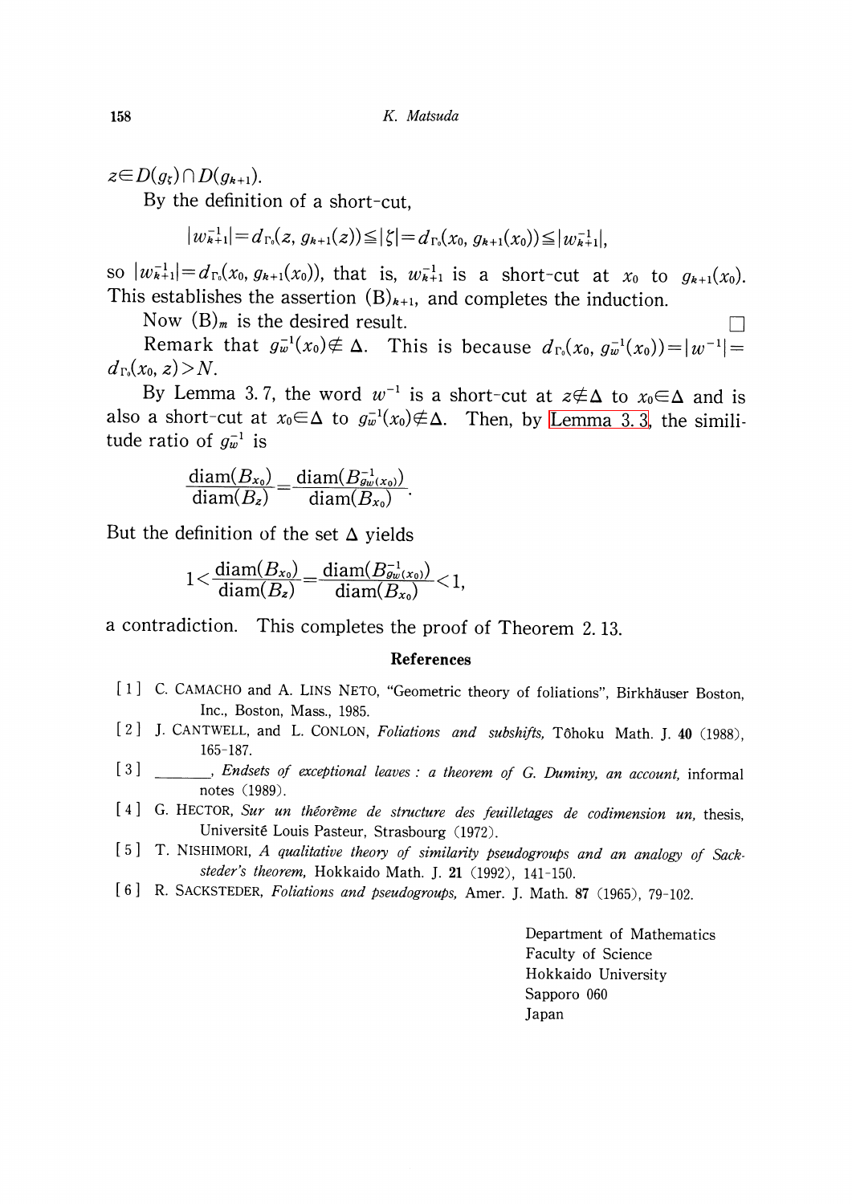$z \in D(g_\zeta) \cap D(g_{k+1})$.

By the definition of a short-cut,

$$|w_{k+1}^{-1}| = d_{\Gamma_0}(z, g_{k+1}(z)) \leqq |\zeta| = d_{\Gamma_0}(x_0, g_{k+1}(x_0)) \leqq |w_{k+1}^{-1}|,$$

so $|w_{k+1}^{-1}| = d_{\Gamma_0}(x_0, g_{k+1}(x_0))$, that is, $w_{k+1}^{-1}$ is a short-cut at $x_0$ to $g_{k+1}(x_0)$. This establishes the assertion $(\mathrm{B})_{k+1}$, and completes the induction.

Now $(\mathrm{B})_m$ is the desired result. □

Remark that $g_w^{-1}(x_0) \notin \Delta$. This is because $d_{\Gamma_0}(x_0, g_w^{-1}(x_0)) = |w^{-1}| = d_{\Gamma_0}(x_0, z) > N$.

By Lemma 3.7, the word $w^{-1}$ is a short-cut at $z \notin \Delta$ to $x_0 \in \Delta$ and is also a short-cut at $x_0 \in \Delta$ to $g_w^{-1}(x_0) \notin \Delta$. Then, by Lemma 3.3, the similitude ratio of $g_w^{-1}$ is

$$\frac{\mathrm{diam}(B_{x_0})}{\mathrm{diam}(B_z)} = \frac{\mathrm{diam}(B_{g_w^{-1}(x_0)})}{\mathrm{diam}(B_{x_0})}.$$

But the definition of the set $\Delta$ yields

$$1 < \frac{\mathrm{diam}(B_{x_0})}{\mathrm{diam}(B_z)} = \frac{\mathrm{diam}(B_{g_w^{-1}(x_0)})}{\mathrm{diam}(B_{x_0})} < 1,$$

a contradiction. This completes the proof of Theorem 2.13.

## References

[1] C. Camacho and A. Lins Neto, "Geometric theory of foliations", Birkhäuser Boston, Inc., Boston, Mass., 1985.

[2] J. Cantwell, and L. Conlon, *Foliations and subshifts*, Tôhoku Math. J. **40** (1988), 165-187.

[3] \_\_\_\_\_\_, *Endsets of exceptional leaves : a theorem of G. Duminy, an account*, informal notes (1989).

[4] G. Hector, *Sur un théorème de structure des feuilletages de codimension un*, thesis, Université Louis Pasteur, Strasbourg (1972).

[5] T. Nishimori, *A qualitative theory of similarity pseudogroups and an analogy of Sacksteder's theorem*, Hokkaido Math. J. **21** (1992), 141-150.

[6] R. Sacksteder, *Foliations and pseudogroups*, Amer. J. Math. **87** (1965), 79-102.

Department of Mathematics
Faculty of Science
Hokkaido University
Sapporo 060
Japan